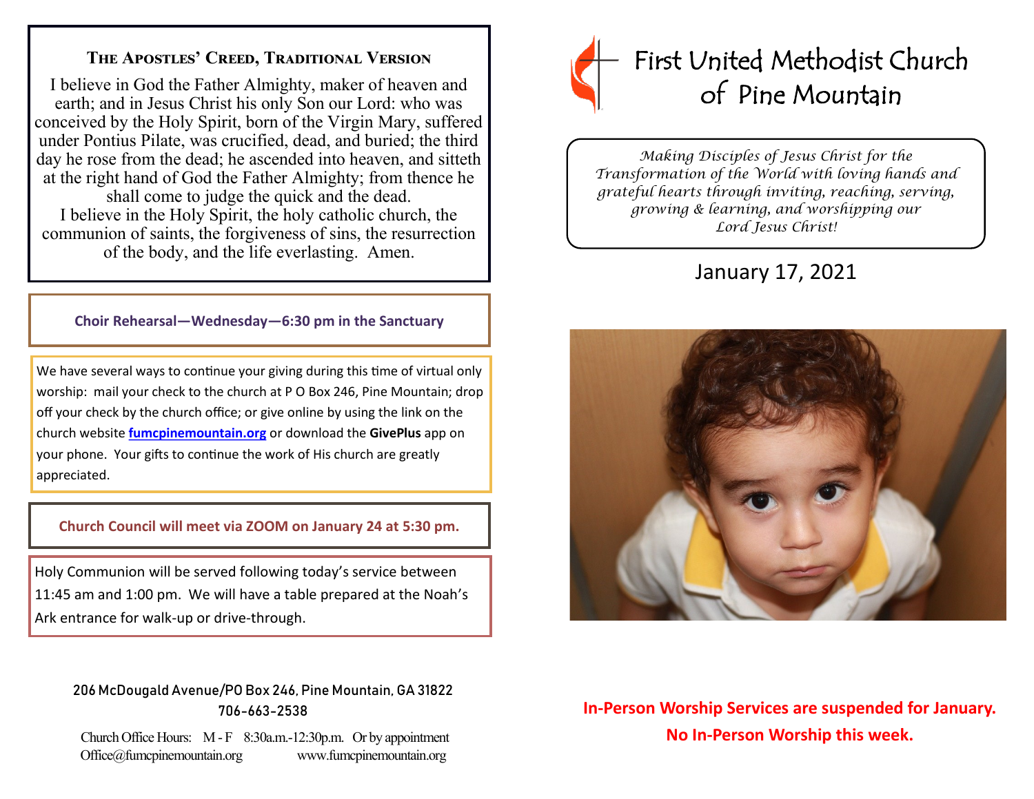## The Apostles' Creed, Traditional Version

I believe in God the Father Almighty, maker of heaven and earth; and in Jesus Christ his only Son our Lord: who was conceived by the Holy Spirit, born of the Virgin Mary, suffered under Pontius Pilate, was crucified, dead, and buried; the third day he rose from the dead; he ascended into heaven, and sitteth at the right hand of God the Father Almighty; from thence he shall come to judge the quick and the dead.
I believe in the Holy Spirit, the holy catholic church, the communion of saints, the forgiveness of sins, the resurrection of the body, and the life everlasting. Amen.

**Choir Rehearsal—Wednesday—6:30 pm in the Sanctuary**

We have several ways to continue your giving during this time of virtual only worship: mail your check to the church at P O Box 246, Pine Mountain; drop off your check by the church office; or give online by using the link on the church website **fumcpinemountain.org** or download the **GivePlus** app on your phone. Your gifts to continue the work of His church are greatly appreciated.

**Church Council will meet via ZOOM on January 24 at 5:30 pm.**

Holy Communion will be served following today's service between 11:45 am and 1:00 pm. We will have a table prepared at the Noah's Ark entrance for walk-up or drive-through.

206 McDougald Avenue/PO Box 246, Pine Mountain, GA 31822
706-663-2538

Church Office Hours: M - F 8:30a.m.-12:30p.m. Or by appointment
Office@fumcpinemountain.org www.fumcpinemountain.org

# First United Methodist Church of Pine Mountain

*Making Disciples of Jesus Christ for the Transformation of the World with loving hands and grateful hearts through inviting, reaching, serving, growing & learning, and worshipping our Lord Jesus Christ!*

January 17, 2021

**In-Person Worship Services are suspended for January.**
**No In-Person Worship this week.**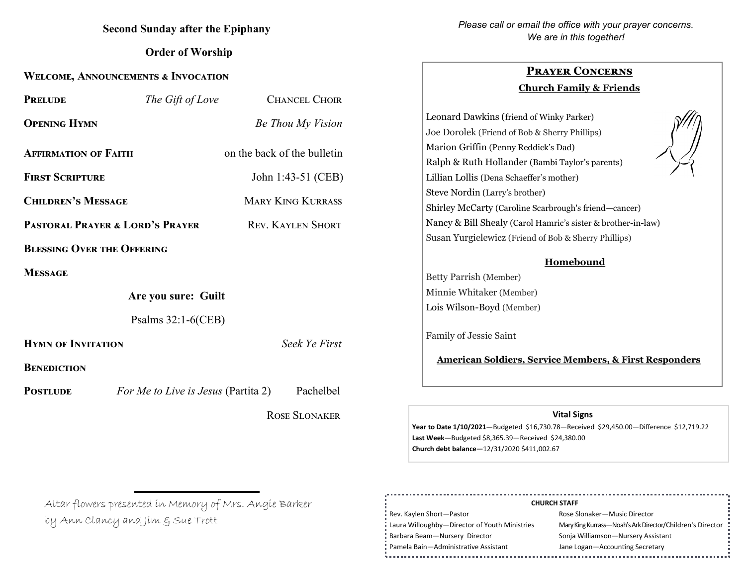**Second Sunday after the Epiphany**

**Order of Worship**

**WELCOME, ANNOUNCEMENTS & INVOCATION**

**PRELUDE** *The Gift of Love* CHANCEL CHOIR

**OPENING HYMN** *Be Thou My Vision*

**AFFIRMATION OF FAITH** on the back of the bulletin

**FIRST SCRIPTURE** John 1:43-51 (CEB)

**CHILDREN'S MESSAGE** MARY KING KURRASS

**PASTORAL PRAYER & LORD'S PRAYER** REV. KAYLEN SHORT

**BLESSING OVER THE OFFERING**

**MESSAGE**

**Are you sure: Guilt**

Psalms 32:1-6(CEB)

**HYMN OF INVITATION** *Seek Ye First*

**BENEDICTION**

**POSTLUDE** *For Me to Live is Jesus* (Partita 2) Pachelbel

ROSE SLONAKER

Altar flowers presented in Memory of Mrs. Angie Barker
by Ann Clancy and Jim & Sue Trott

*Please call or email the office with your prayer concerns.*
*We are in this together!*

## PRAYER CONCERNS

**Church Family & Friends**

Leonard Dawkins (friend of Winky Parker)
Joe Dorolek (Friend of Bob & Sherry Phillips)
Marion Griffin (Penny Reddick's Dad)
Ralph & Ruth Hollander (Bambi Taylor's parents)
Lillian Lollis (Dena Schaeffer's mother)
Steve Nordin (Larry's brother)
Shirley McCarty (Caroline Scarbrough's friend—cancer)
Nancy & Bill Shealy (Carol Hamric's sister & brother-in-law)
Susan Yurgielewicz (Friend of Bob & Sherry Phillips)

**Homebound**

Betty Parrish (Member)
Minnie Whitaker (Member)
Lois Wilson-Boyd (Member)

Family of Jessie Saint

**American Soldiers, Service Members, & First Responders**

**Vital Signs**

**Year to Date 1/10/2021—**Budgeted $16,730.78—Received $29,450.00—Difference $12,719.22
**Last Week—**Budgeted $8,365.39—Received $24,380.00
**Church debt balance—**12/31/2020 $411,002.67

**CHURCH STAFF**

Rev. Kaylen Short—Pastor
Rose Slonaker—Music Director
Laura Willoughby—Director of Youth Ministries
Mary King Kurrass—Noah's Ark Director/Children's Director
Barbara Beam—Nursery Director
Sonja Williamson—Nursery Assistant
Pamela Bain—Administrative Assistant
Jane Logan—Accounting Secretary